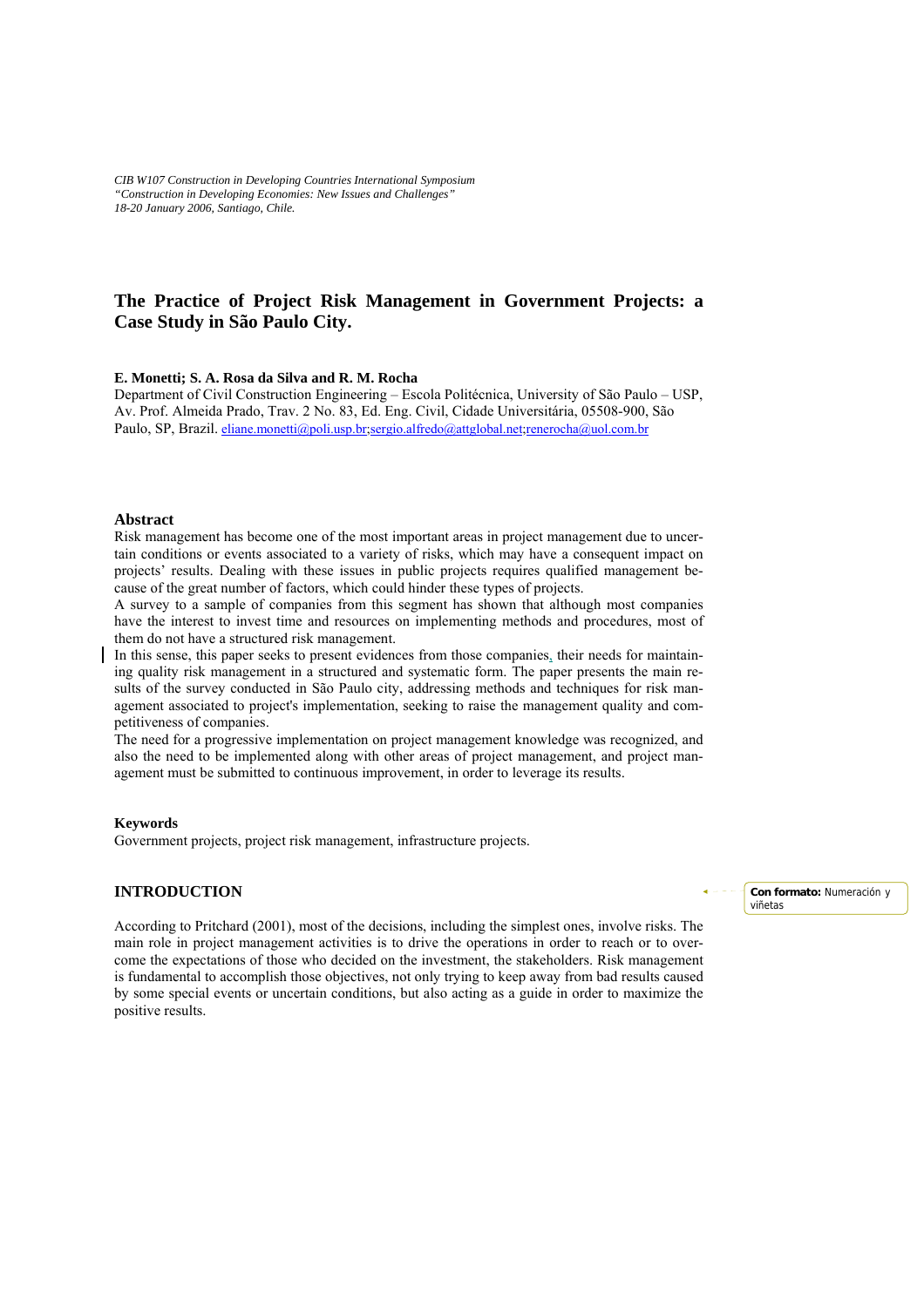*CIB W107 Construction in Developing Countries International Symposium*
*"Construction in Developing Economies: New Issues and Challenges"*
*18-20 January 2006, Santiago, Chile.*

# The Practice of Project Risk Management in Government Projects: a Case Study in São Paulo City.

**E. Monetti; S. A. Rosa da Silva and R. M. Rocha**

Department of Civil Construction Engineering – Escola Politécnica, University of São Paulo – USP, Av. Prof. Almeida Prado, Trav. 2 No. 83, Ed. Eng. Civil, Cidade Universitária, 05508-900, São Paulo, SP, Brazil. eliane.monetti@poli.usp.br;sergio.alfredo@attglobal.net;renerocha@uol.com.br

## Abstract

Risk management has become one of the most important areas in project management due to uncertain conditions or events associated to a variety of risks, which may have a consequent impact on projects' results. Dealing with these issues in public projects requires qualified management because of the great number of factors, which could hinder these types of projects.

A survey to a sample of companies from this segment has shown that although most companies have the interest to invest time and resources on implementing methods and procedures, most of them do not have a structured risk management.

In this sense, this paper seeks to present evidences from those companies, their needs for maintaining quality risk management in a structured and systematic form. The paper presents the main results of the survey conducted in São Paulo city, addressing methods and techniques for risk management associated to project's implementation, seeking to raise the management quality and competitiveness of companies.

The need for a progressive implementation on project management knowledge was recognized, and also the need to be implemented along with other areas of project management, and project management must be submitted to continuous improvement, in order to leverage its results.

## Keywords

Government projects, project risk management, infrastructure projects.

## INTRODUCTION

According to Pritchard (2001), most of the decisions, including the simplest ones, involve risks. The main role in project management activities is to drive the operations in order to reach or to overcome the expectations of those who decided on the investment, the stakeholders. Risk management is fundamental to accomplish those objectives, not only trying to keep away from bad results caused by some special events or uncertain conditions, but also acting as a guide in order to maximize the positive results.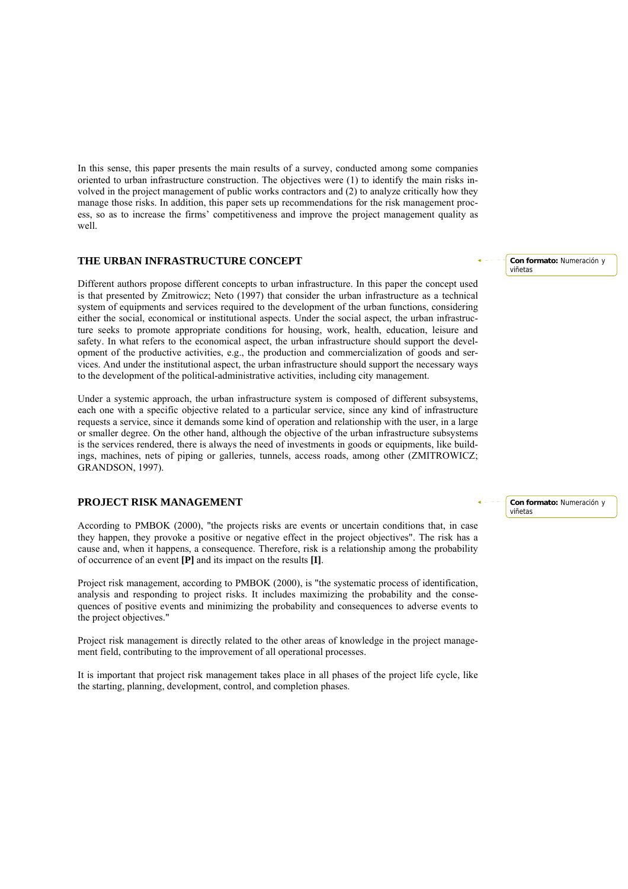In this sense, this paper presents the main results of a survey, conducted among some companies oriented to urban infrastructure construction. The objectives were (1) to identify the main risks involved in the project management of public works contractors and (2) to analyze critically how they manage those risks. In addition, this paper sets up recommendations for the risk management process, so as to increase the firms' competitiveness and improve the project management quality as well.

## THE URBAN INFRASTRUCTURE CONCEPT

Different authors propose different concepts to urban infrastructure. In this paper the concept used is that presented by Zmitrowicz; Neto (1997) that consider the urban infrastructure as a technical system of equipments and services required to the development of the urban functions, considering either the social, economical or institutional aspects. Under the social aspect, the urban infrastructure seeks to promote appropriate conditions for housing, work, health, education, leisure and safety. In what refers to the economical aspect, the urban infrastructure should support the development of the productive activities, e.g., the production and commercialization of goods and services. And under the institutional aspect, the urban infrastructure should support the necessary ways to the development of the political-administrative activities, including city management.

Under a systemic approach, the urban infrastructure system is composed of different subsystems, each one with a specific objective related to a particular service, since any kind of infrastructure requests a service, since it demands some kind of operation and relationship with the user, in a large or smaller degree. On the other hand, although the objective of the urban infrastructure subsystems is the services rendered, there is always the need of investments in goods or equipments, like buildings, machines, nets of piping or galleries, tunnels, access roads, among other (ZMITROWICZ; GRANDSON, 1997).

## PROJECT RISK MANAGEMENT

According to PMBOK (2000), "the projects risks are events or uncertain conditions that, in case they happen, they provoke a positive or negative effect in the project objectives". The risk has a cause and, when it happens, a consequence. Therefore, risk is a relationship among the probability of occurrence of an event **[P]** and its impact on the results **[I]**.

Project risk management, according to PMBOK (2000), is "the systematic process of identification, analysis and responding to project risks. It includes maximizing the probability and the consequences of positive events and minimizing the probability and consequences to adverse events to the project objectives."

Project risk management is directly related to the other areas of knowledge in the project management field, contributing to the improvement of all operational processes.

It is important that project risk management takes place in all phases of the project life cycle, like the starting, planning, development, control, and completion phases.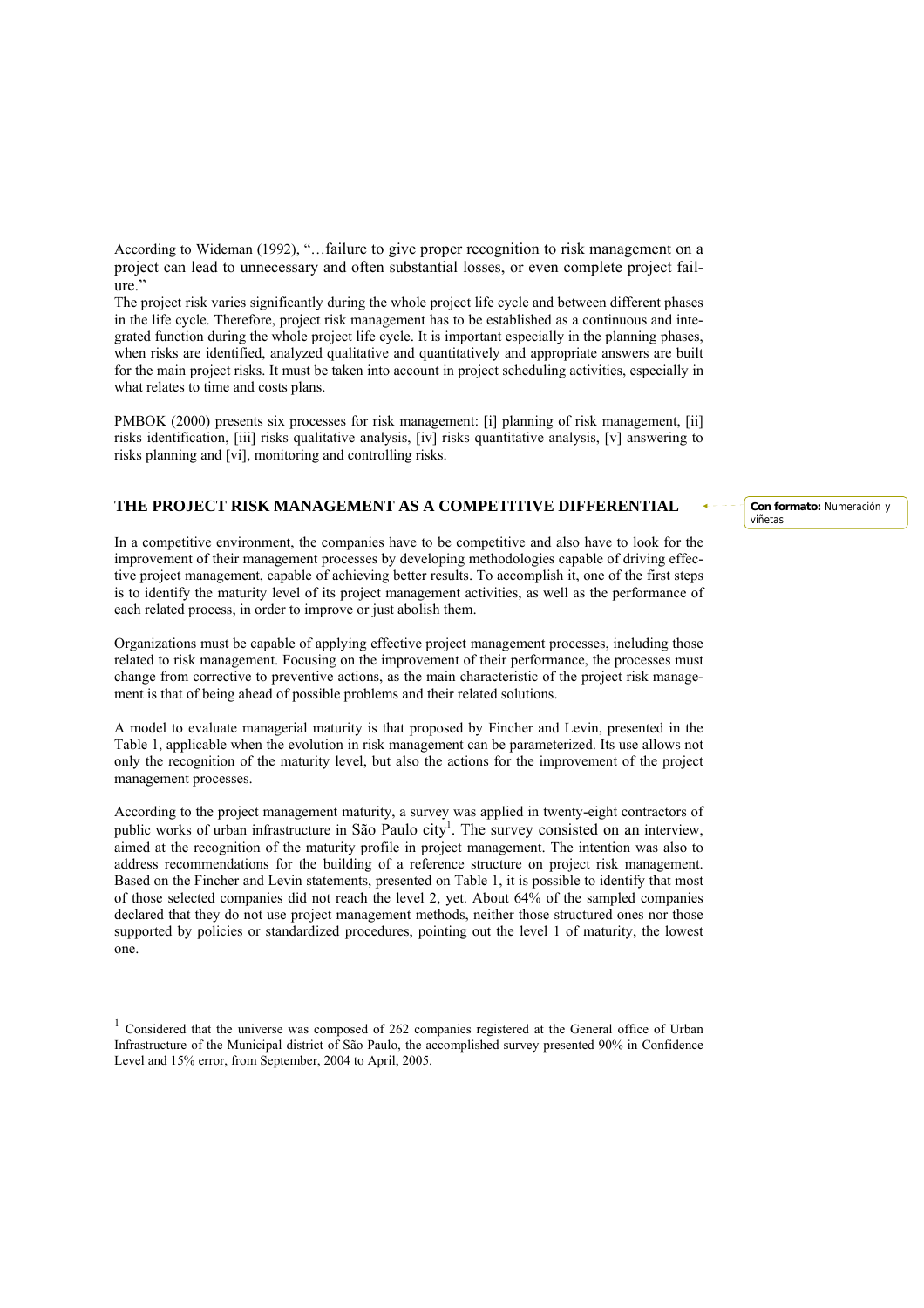According to Wideman (1992), "…failure to give proper recognition to risk management on a project can lead to unnecessary and often substantial losses, or even complete project failure."

The project risk varies significantly during the whole project life cycle and between different phases in the life cycle. Therefore, project risk management has to be established as a continuous and integrated function during the whole project life cycle. It is important especially in the planning phases, when risks are identified, analyzed qualitative and quantitatively and appropriate answers are built for the main project risks. It must be taken into account in project scheduling activities, especially in what relates to time and costs plans.

PMBOK (2000) presents six processes for risk management: [i] planning of risk management, [ii] risks identification, [iii] risks qualitative analysis, [iv] risks quantitative analysis, [v] answering to risks planning and [vi], monitoring and controlling risks.

## THE PROJECT RISK MANAGEMENT AS A COMPETITIVE DIFFERENTIAL

In a competitive environment, the companies have to be competitive and also have to look for the improvement of their management processes by developing methodologies capable of driving effective project management, capable of achieving better results. To accomplish it, one of the first steps is to identify the maturity level of its project management activities, as well as the performance of each related process, in order to improve or just abolish them.

Organizations must be capable of applying effective project management processes, including those related to risk management. Focusing on the improvement of their performance, the processes must change from corrective to preventive actions, as the main characteristic of the project risk management is that of being ahead of possible problems and their related solutions.

A model to evaluate managerial maturity is that proposed by Fincher and Levin, presented in the Table 1, applicable when the evolution in risk management can be parameterized. Its use allows not only the recognition of the maturity level, but also the actions for the improvement of the project management processes.

According to the project management maturity, a survey was applied in twenty-eight contractors of public works of urban infrastructure in São Paulo city[1]. The survey consisted on an interview, aimed at the recognition of the maturity profile in project management. The intention was also to address recommendations for the building of a reference structure on project risk management. Based on the Fincher and Levin statements, presented on Table 1, it is possible to identify that most of those selected companies did not reach the level 2, yet. About 64% of the sampled companies declared that they do not use project management methods, neither those structured ones nor those supported by policies or standardized procedures, pointing out the level 1 of maturity, the lowest one.

[1] Considered that the universe was composed of 262 companies registered at the General office of Urban Infrastructure of the Municipal district of São Paulo, the accomplished survey presented 90% in Confidence Level and 15% error, from September, 2004 to April, 2005.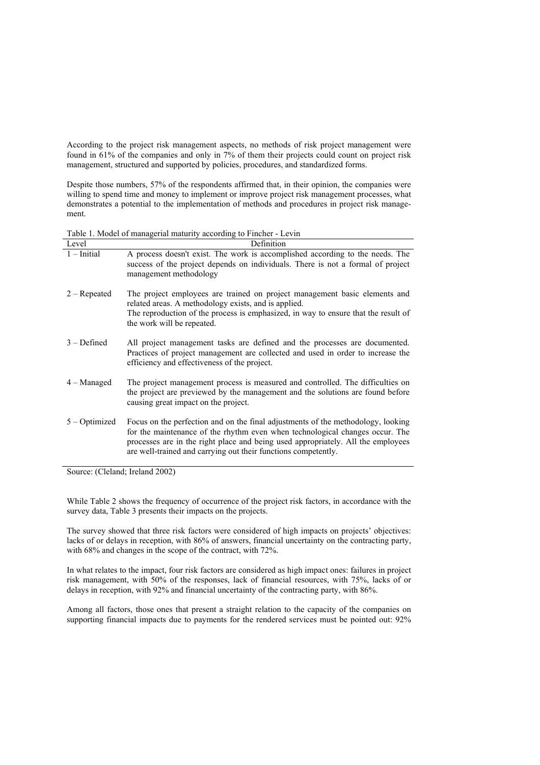According to the project risk management aspects, no methods of risk project management were found in 61% of the companies and only in 7% of them their projects could count on project risk management, structured and supported by policies, procedures, and standardized forms.

Despite those numbers, 57% of the respondents affirmed that, in their opinion, the companies were willing to spend time and money to implement or improve project risk management processes, what demonstrates a potential to the implementation of methods and procedures in project risk management.

Table 1. Model of managerial maturity according to Fincher - Levin

| Level | Definition |
|---|---|
| 1 – Initial | A process doesn't exist. The work is accomplished according to the needs. The success of the project depends on individuals. There is not a formal of project management methodology |
| 2 – Repeated | The project employees are trained on project management basic elements and related areas. A methodology exists, and is applied. The reproduction of the process is emphasized, in way to ensure that the result of the work will be repeated. |
| 3 – Defined | All project management tasks are defined and the processes are documented. Practices of project management are collected and used in order to increase the efficiency and effectiveness of the project. |
| 4 – Managed | The project management process is measured and controlled. The difficulties on the project are previewed by the management and the solutions are found before causing great impact on the project. |
| 5 – Optimized | Focus on the perfection and on the final adjustments of the methodology, looking for the maintenance of the rhythm even when technological changes occur. The processes are in the right place and being used appropriately. All the employees are well-trained and carrying out their functions competently. |

Source: (Cleland; Ireland 2002)

While Table 2 shows the frequency of occurrence of the project risk factors, in accordance with the survey data, Table 3 presents their impacts on the projects.

The survey showed that three risk factors were considered of high impacts on projects' objectives: lacks of or delays in reception, with 86% of answers, financial uncertainty on the contracting party, with 68% and changes in the scope of the contract, with 72%.

In what relates to the impact, four risk factors are considered as high impact ones: failures in project risk management, with 50% of the responses, lack of financial resources, with 75%, lacks of or delays in reception, with 92% and financial uncertainty of the contracting party, with 86%.

Among all factors, those ones that present a straight relation to the capacity of the companies on supporting financial impacts due to payments for the rendered services must be pointed out: 92%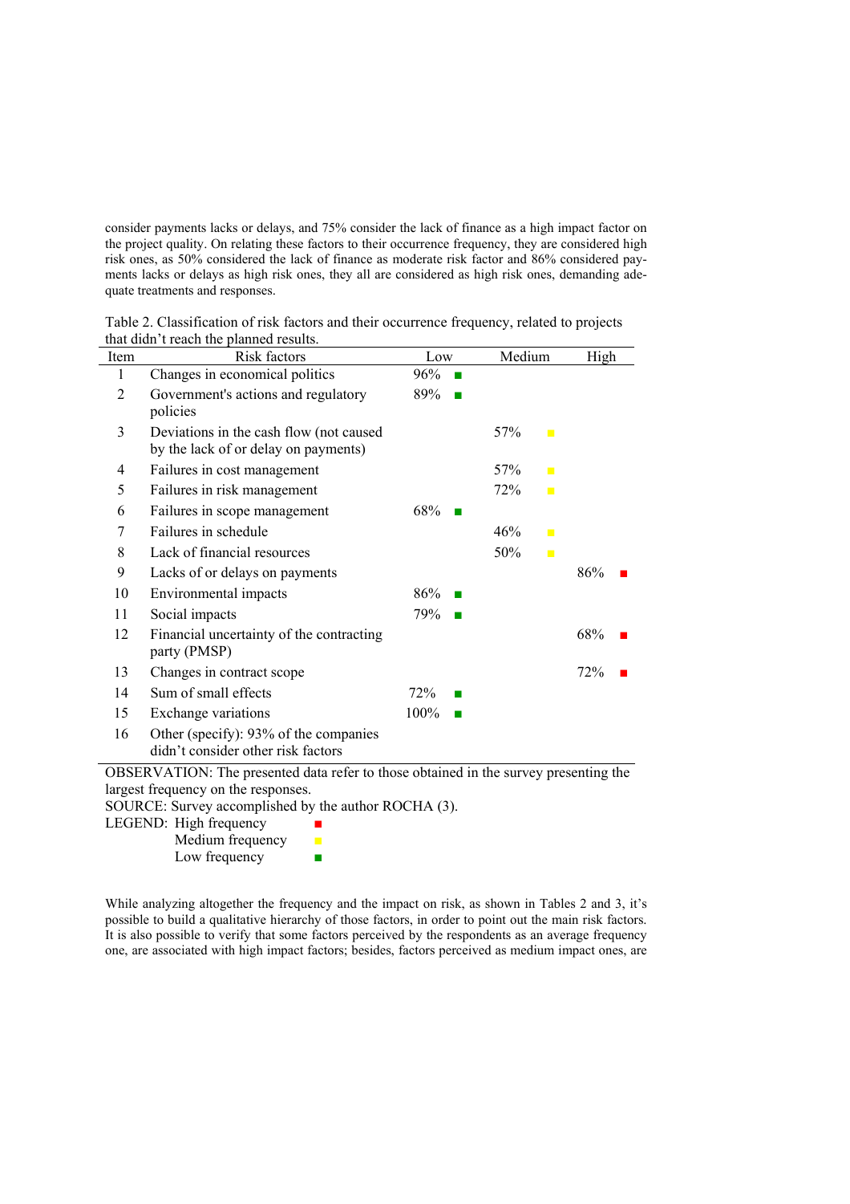consider payments lacks or delays, and 75% consider the lack of finance as a high impact factor on the project quality. On relating these factors to their occurrence frequency, they are considered high risk ones, as 50% considered the lack of finance as moderate risk factor and 86% considered payments lacks or delays as high risk ones, they all are considered as high risk ones, demanding adequate treatments and responses.

Table 2. Classification of risk factors and their occurrence frequency, related to projects that didn't reach the planned results.

| Item | Risk factors | Low | Medium | High |
|---|---|---|---|---|
| 1 | Changes in economical politics | 96% ■ | | |
| 2 | Government's actions and regulatory policies | 89% ■ | | |
| 3 | Deviations in the cash flow (not caused by the lack of or delay on payments) | | 57% ■ | |
| 4 | Failures in cost management | | 57% ■ | |
| 5 | Failures in risk management | | 72% ■ | |
| 6 | Failures in scope management | 68% ■ | | |
| 7 | Failures in schedule | | 46% ■ | |
| 8 | Lack of financial resources | | 50% ■ | |
| 9 | Lacks of or delays on payments | | | 86% ■ |
| 10 | Environmental impacts | 86% ■ | | |
| 11 | Social impacts | 79% ■ | | |
| 12 | Financial uncertainty of the contracting party (PMSP) | | | 68% ■ |
| 13 | Changes in contract scope | | | 72% ■ |
| 14 | Sum of small effects | 72% ■ | | |
| 15 | Exchange variations | 100% ■ | | |
| 16 | Other (specify): 93% of the companies didn't consider other risk factors | | | |

OBSERVATION: The presented data refer to those obtained in the survey presenting the largest frequency on the responses.
SOURCE: Survey accomplished by the author ROCHA (3).
LEGEND: High frequency ■
Medium frequency ■
Low frequency ■

While analyzing altogether the frequency and the impact on risk, as shown in Tables 2 and 3, it's possible to build a qualitative hierarchy of those factors, in order to point out the main risk factors. It is also possible to verify that some factors perceived by the respondents as an average frequency one, are associated with high impact factors; besides, factors perceived as medium impact ones, are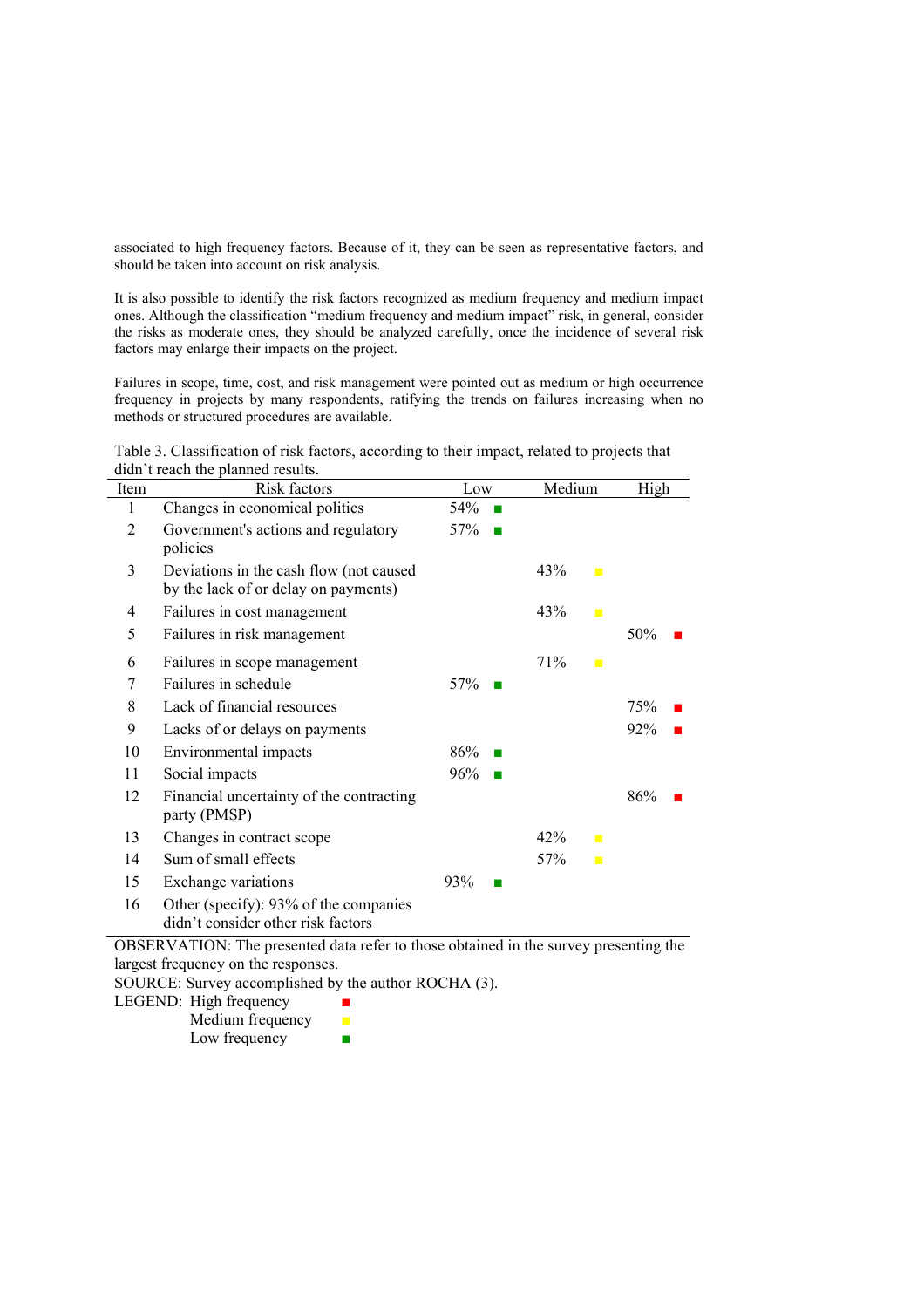associated to high frequency factors. Because of it, they can be seen as representative factors, and should be taken into account on risk analysis.

It is also possible to identify the risk factors recognized as medium frequency and medium impact ones. Although the classification "medium frequency and medium impact" risk, in general, consider the risks as moderate ones, they should be analyzed carefully, once the incidence of several risk factors may enlarge their impacts on the project.

Failures in scope, time, cost, and risk management were pointed out as medium or high occurrence frequency in projects by many respondents, ratifying the trends on failures increasing when no methods or structured procedures are available.

Table 3. Classification of risk factors, according to their impact, related to projects that didn't reach the planned results.

| Item | Risk factors | Low | | Medium | | High | |
|---|---|---|---|---|---|---|---|
| 1 | Changes in economical politics | 54% | ■ | | | | |
| 2 | Government's actions and regulatory policies | 57% | ■ | | | | |
| 3 | Deviations in the cash flow (not caused by the lack of or delay on payments) | | | 43% | ■ | | |
| 4 | Failures in cost management | | | 43% | ■ | | |
| 5 | Failures in risk management | | | | | 50% | ■ |
| 6 | Failures in scope management | | | 71% | ■ | | |
| 7 | Failures in schedule | 57% | ■ | | | | |
| 8 | Lack of financial resources | | | | | 75% | ■ |
| 9 | Lacks of or delays on payments | | | | | 92% | ■ |
| 10 | Environmental impacts | 86% | ■ | | | | |
| 11 | Social impacts | 96% | ■ | | | | |
| 12 | Financial uncertainty of the contracting party (PMSP) | | | | | 86% | ■ |
| 13 | Changes in contract scope | | | 42% | ■ | | |
| 14 | Sum of small effects | | | 57% | ■ | | |
| 15 | Exchange variations | 93% | ■ | | | | |
| 16 | Other (specify): 93% of the companies didn't consider other risk factors | | | | | | |

OBSERVATION: The presented data refer to those obtained in the survey presenting the largest frequency on the responses.
SOURCE: Survey accomplished by the author ROCHA (3).
LEGEND: High frequency ■
Medium frequency ■
Low frequency ■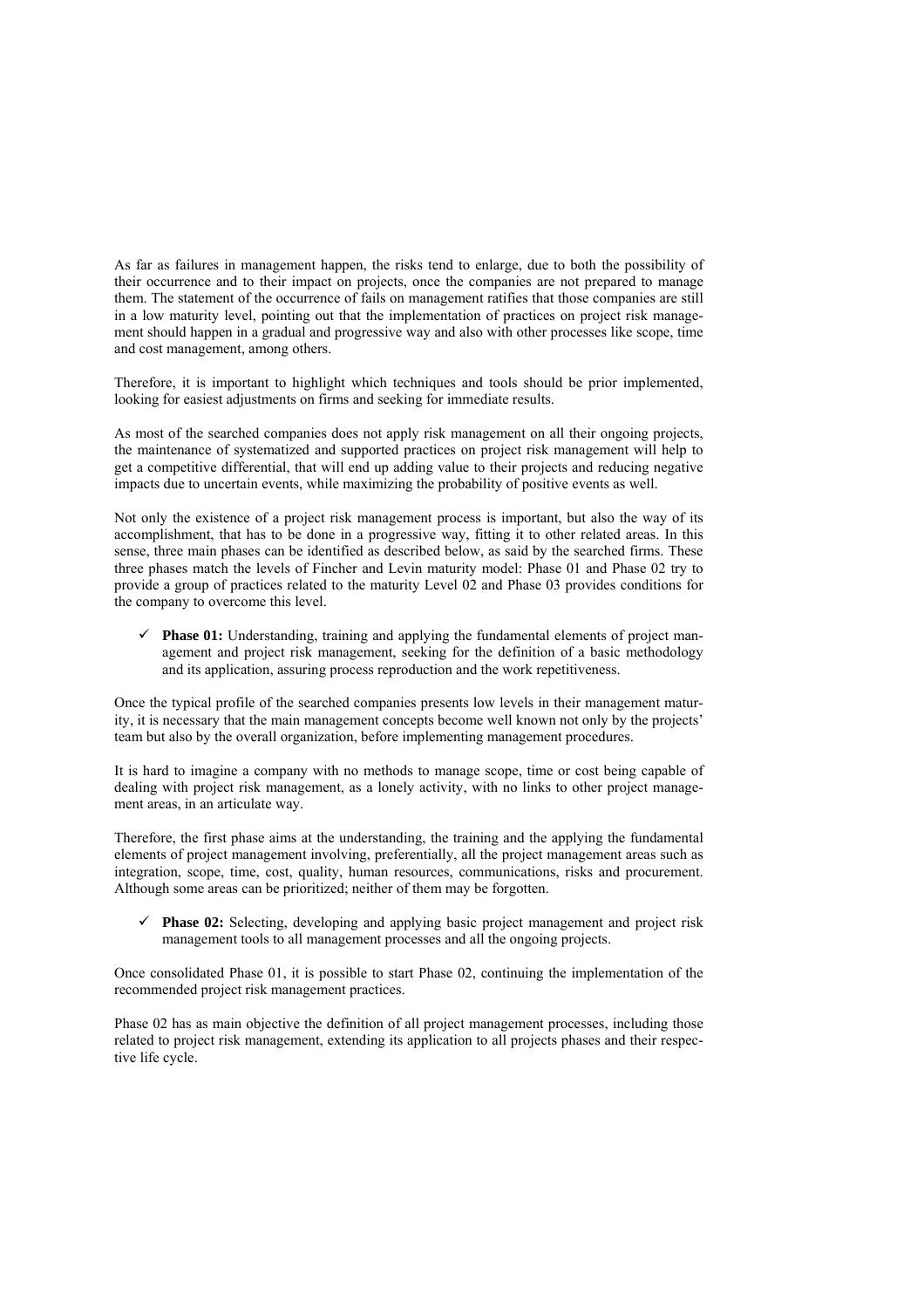As far as failures in management happen, the risks tend to enlarge, due to both the possibility of their occurrence and to their impact on projects, once the companies are not prepared to manage them. The statement of the occurrence of fails on management ratifies that those companies are still in a low maturity level, pointing out that the implementation of practices on project risk management should happen in a gradual and progressive way and also with other processes like scope, time and cost management, among others.

Therefore, it is important to highlight which techniques and tools should be prior implemented, looking for easiest adjustments on firms and seeking for immediate results.

As most of the searched companies does not apply risk management on all their ongoing projects, the maintenance of systematized and supported practices on project risk management will help to get a competitive differential, that will end up adding value to their projects and reducing negative impacts due to uncertain events, while maximizing the probability of positive events as well.

Not only the existence of a project risk management process is important, but also the way of its accomplishment, that has to be done in a progressive way, fitting it to other related areas. In this sense, three main phases can be identified as described below, as said by the searched firms. These three phases match the levels of Fincher and Levin maturity model: Phase 01 and Phase 02 try to provide a group of practices related to the maturity Level 02 and Phase 03 provides conditions for the company to overcome this level.

- ✓ **Phase 01:** Understanding, training and applying the fundamental elements of project management and project risk management, seeking for the definition of a basic methodology and its application, assuring process reproduction and the work repetitiveness.

Once the typical profile of the searched companies presents low levels in their management maturity, it is necessary that the main management concepts become well known not only by the projects' team but also by the overall organization, before implementing management procedures.

It is hard to imagine a company with no methods to manage scope, time or cost being capable of dealing with project risk management, as a lonely activity, with no links to other project management areas, in an articulate way.

Therefore, the first phase aims at the understanding, the training and the applying the fundamental elements of project management involving, preferentially, all the project management areas such as integration, scope, time, cost, quality, human resources, communications, risks and procurement. Although some areas can be prioritized; neither of them may be forgotten.

- ✓ **Phase 02:** Selecting, developing and applying basic project management and project risk management tools to all management processes and all the ongoing projects.

Once consolidated Phase 01, it is possible to start Phase 02, continuing the implementation of the recommended project risk management practices.

Phase 02 has as main objective the definition of all project management processes, including those related to project risk management, extending its application to all projects phases and their respective life cycle.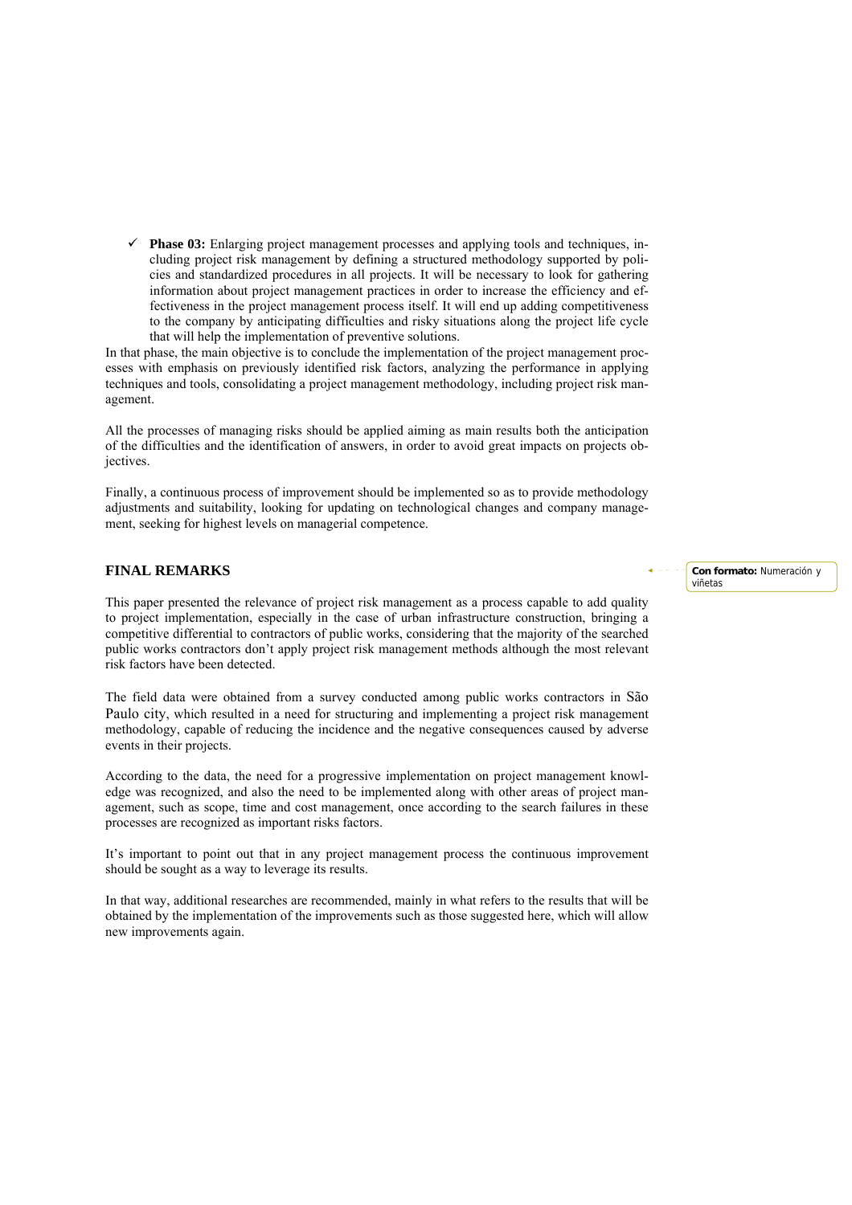- ✓ **Phase 03:** Enlarging project management processes and applying tools and techniques, including project risk management by defining a structured methodology supported by policies and standardized procedures in all projects. It will be necessary to look for gathering information about project management practices in order to increase the efficiency and effectiveness in the project management process itself. It will end up adding competitiveness to the company by anticipating difficulties and risky situations along the project life cycle that will help the implementation of preventive solutions.

In that phase, the main objective is to conclude the implementation of the project management processes with emphasis on previously identified risk factors, analyzing the performance in applying techniques and tools, consolidating a project management methodology, including project risk management.

All the processes of managing risks should be applied aiming as main results both the anticipation of the difficulties and the identification of answers, in order to avoid great impacts on projects objectives.

Finally, a continuous process of improvement should be implemented so as to provide methodology adjustments and suitability, looking for updating on technological changes and company management, seeking for highest levels on managerial competence.

## FINAL REMARKS

This paper presented the relevance of project risk management as a process capable to add quality to project implementation, especially in the case of urban infrastructure construction, bringing a competitive differential to contractors of public works, considering that the majority of the searched public works contractors don't apply project risk management methods although the most relevant risk factors have been detected.

The field data were obtained from a survey conducted among public works contractors in São Paulo city, which resulted in a need for structuring and implementing a project risk management methodology, capable of reducing the incidence and the negative consequences caused by adverse events in their projects.

According to the data, the need for a progressive implementation on project management knowledge was recognized, and also the need to be implemented along with other areas of project management, such as scope, time and cost management, once according to the search failures in these processes are recognized as important risks factors.

It's important to point out that in any project management process the continuous improvement should be sought as a way to leverage its results.

In that way, additional researches are recommended, mainly in what refers to the results that will be obtained by the implementation of the improvements such as those suggested here, which will allow new improvements again.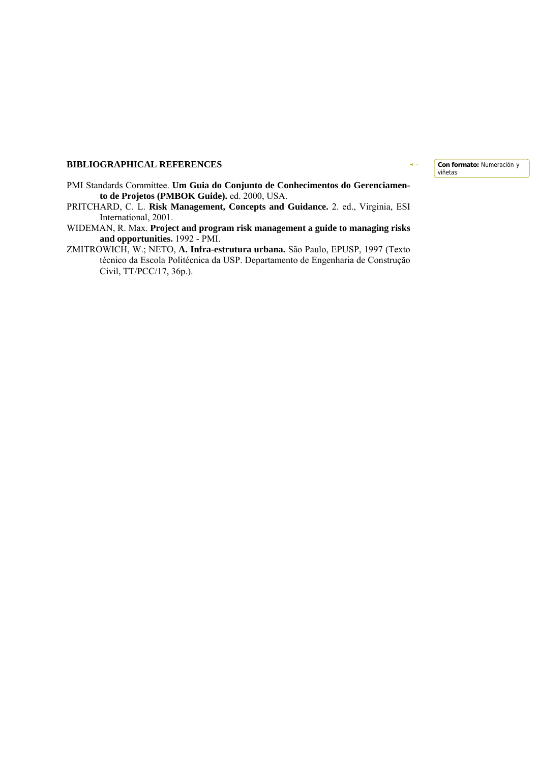## BIBLIOGRAPHICAL REFERENCES

PMI Standards Committee. **Um Guia do Conjunto de Conhecimentos do Gerenciamento de Projetos (PMBOK Guide).** ed. 2000, USA.

PRITCHARD, C. L. **Risk Management, Concepts and Guidance.** 2. ed., Virginia, ESI International, 2001.

WIDEMAN, R. Max. **Project and program risk management a guide to managing risks and opportunities.** 1992 - PMI.

ZMITROWICH, W.; NETO, **A. Infra-estrutura urbana.** São Paulo, EPUSP, 1997 (Texto técnico da Escola Politécnica da USP. Departamento de Engenharia de Construção Civil, TT/PCC/17, 36p.).